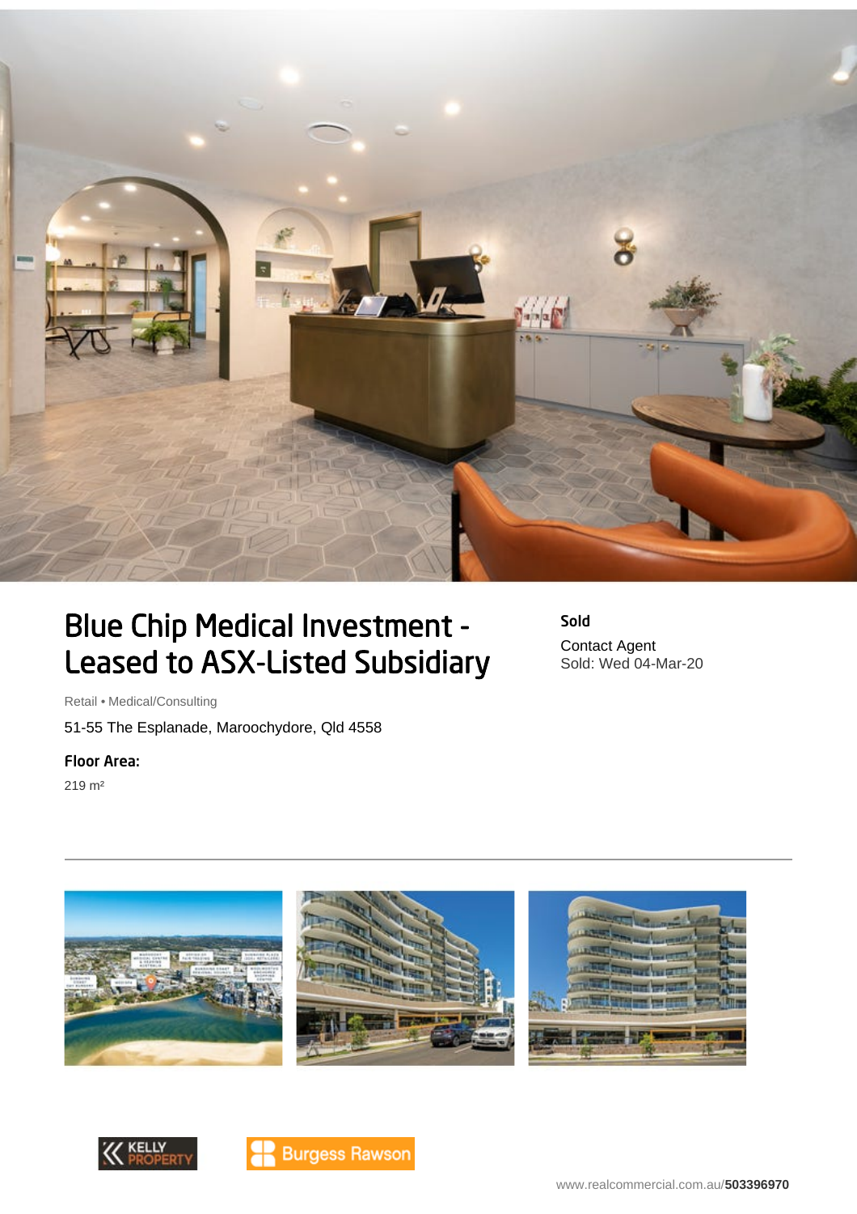# Blue Chip Medical Investment - Leased to ASX-Listed Subsidiary

**Sold**

Contact Agent
Sold: Wed 04-Mar-20

Retail • Medical/Consulting

51-55 The Esplanade, Maroochydore, Qld 4558

**Floor Area:**

219 m²

www.realcommercial.com.au/503396970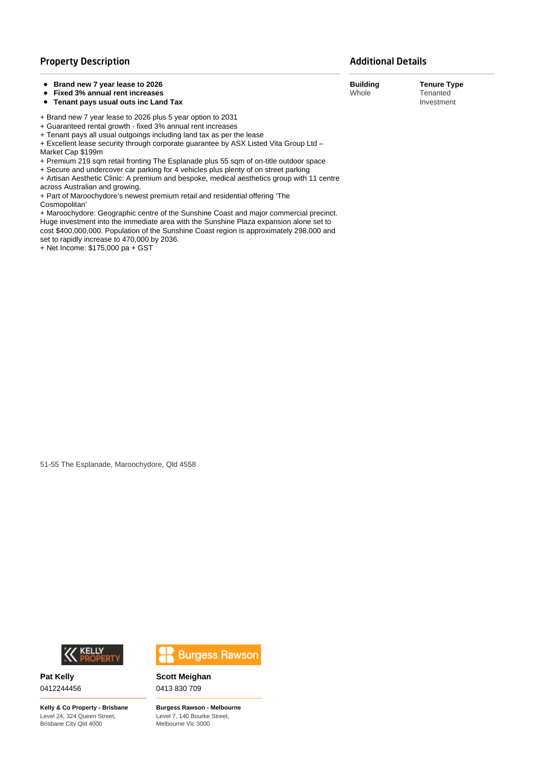## Property Description

- **Brand new 7 year lease to 2026**
- **Fixed 3% annual rent increases**
- **Tenant pays usual outs inc Land Tax**

+ Brand new 7 year lease to 2026 plus 5 year option to 2031
+ Guaranteed rental growth - fixed 3% annual rent increases
+ Tenant pays all usual outgoings including land tax as per the lease
+ Excellent lease security through corporate guarantee by ASX Listed Vita Group Ltd – Market Cap $199m
+ Premium 219 sqm retail fronting The Esplanade plus 55 sqm of on-title outdoor space
+ Secure and undercover car parking for 4 vehicles plus plenty of on street parking
+ Artisan Aesthetic Clinic: A premium and bespoke, medical aesthetics group with 11 centre across Australian and growing.
+ Part of Maroochydore's newest premium retail and residential offering 'The Cosmopolitan'
+ Maroochydore: Geographic centre of the Sunshine Coast and major commercial precinct. Huge investment into the immediate area with the Sunshine Plaza expansion alone set to cost $400,000,000. Population of the Sunshine Coast region is approximately 298,000 and set to rapidly increase to 470,000 by 2036.
+ Net Income: $175,000 pa + GST

51-55 The Esplanade, Maroochydore, Qld 4558

## Additional Details

| Building | Tenure Type |
|---|---|
| Whole | Tenanted Investment |

KELLY PROPERTY

**Pat Kelly**
0412244456

**Kelly & Co Property - Brisbane**
Level 24, 324 Queen Street,
Brisbane City Qld 4000

Burgess Rawson

**Scott Meighan**
0413 830 709

**Burgess Rawson - Melbourne**
Level 7, 140 Bourke Street,
Melbourne Vic 3000